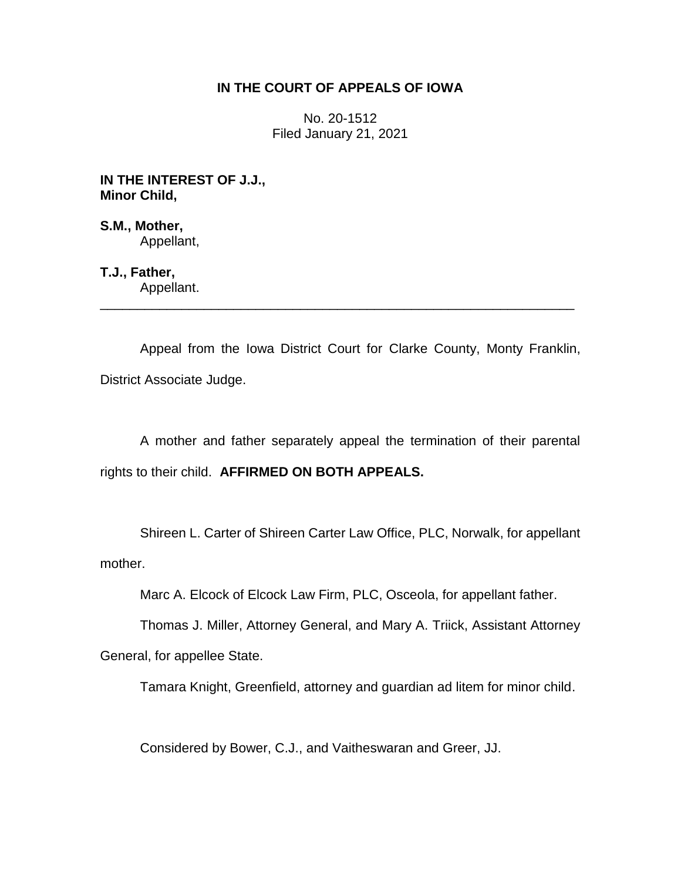**IN THE COURT OF APPEALS OF IOWA**

No. 20-1512
Filed January 21, 2021

**IN THE INTEREST OF J.J.,**
**Minor Child,**

**S.M., Mother,**
Appellant,

**T.J., Father,**
Appellant.

---

Appeal from the Iowa District Court for Clarke County, Monty Franklin, District Associate Judge.

A mother and father separately appeal the termination of their parental rights to their child. **AFFIRMED ON BOTH APPEALS.**

Shireen L. Carter of Shireen Carter Law Office, PLC, Norwalk, for appellant mother.

Marc A. Elcock of Elcock Law Firm, PLC, Osceola, for appellant father.

Thomas J. Miller, Attorney General, and Mary A. Triick, Assistant Attorney General, for appellee State.

Tamara Knight, Greenfield, attorney and guardian ad litem for minor child.

Considered by Bower, C.J., and Vaitheswaran and Greer, JJ.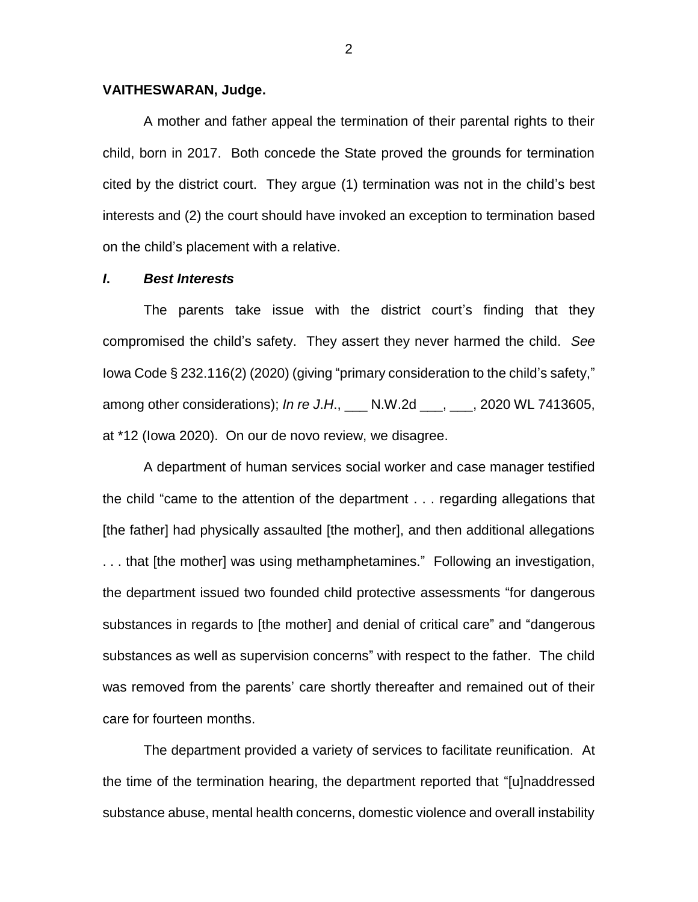**VAITHESWARAN, Judge.**

A mother and father appeal the termination of their parental rights to their child, born in 2017. Both concede the State proved the grounds for termination cited by the district court. They argue (1) termination was not in the child's best interests and (2) the court should have invoked an exception to termination based on the child's placement with a relative.

## *I. Best Interests*

The parents take issue with the district court's finding that they compromised the child's safety. They assert they never harmed the child. *See* Iowa Code § 232.116(2) (2020) (giving "primary consideration to the child's safety," among other considerations); *In re J.H*., ___ N.W.2d ___, ___, 2020 WL 7413605, at *12 (Iowa 2020). On our de novo review, we disagree.

A department of human services social worker and case manager testified the child "came to the attention of the department . . . regarding allegations that [the father] had physically assaulted [the mother], and then additional allegations . . . that [the mother] was using methamphetamines." Following an investigation, the department issued two founded child protective assessments "for dangerous substances in regards to [the mother] and denial of critical care" and "dangerous substances as well as supervision concerns" with respect to the father. The child was removed from the parents' care shortly thereafter and remained out of their care for fourteen months.

The department provided a variety of services to facilitate reunification. At the time of the termination hearing, the department reported that "[u]naddressed substance abuse, mental health concerns, domestic violence and overall instability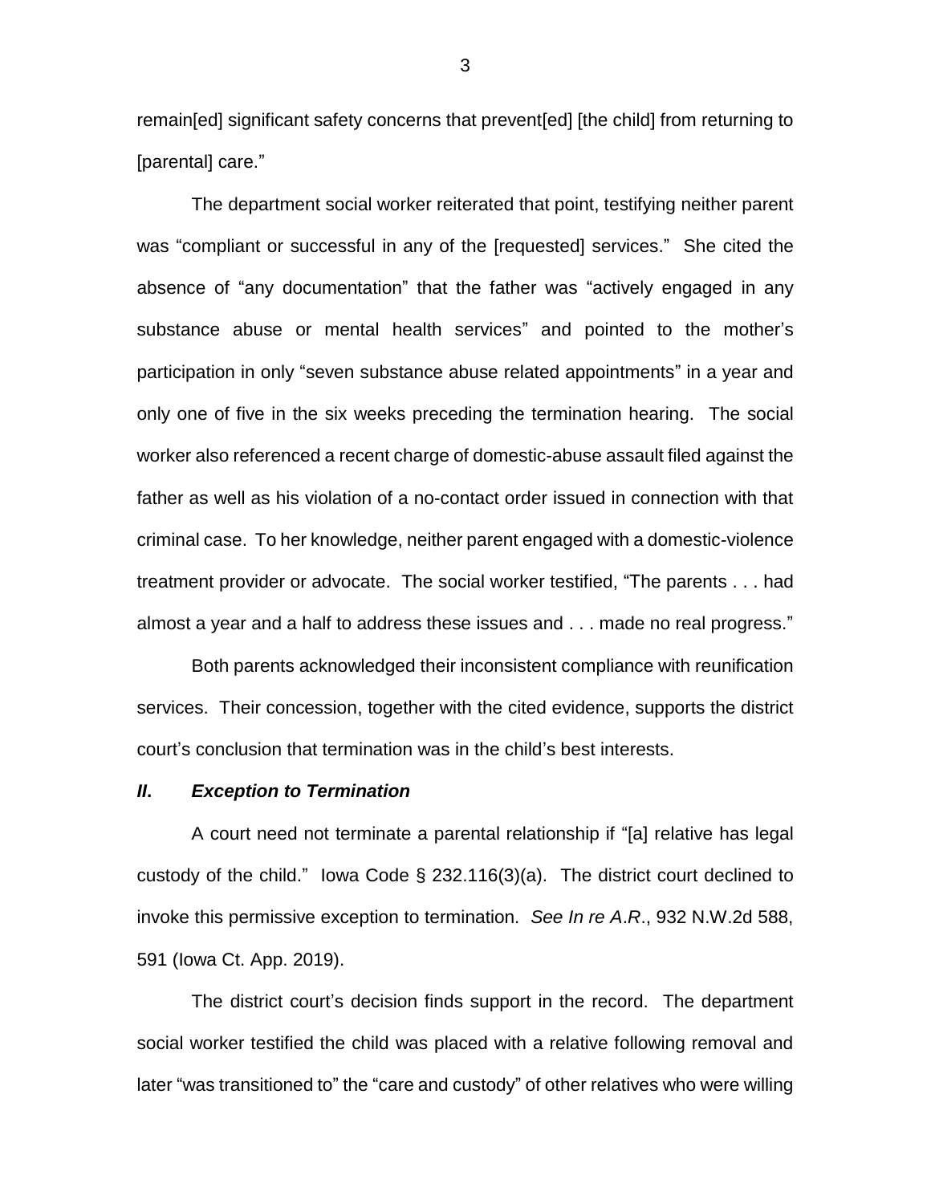remain[ed] significant safety concerns that prevent[ed] [the child] from returning to [parental] care."

The department social worker reiterated that point, testifying neither parent was "compliant or successful in any of the [requested] services." She cited the absence of "any documentation" that the father was "actively engaged in any substance abuse or mental health services" and pointed to the mother's participation in only "seven substance abuse related appointments" in a year and only one of five in the six weeks preceding the termination hearing. The social worker also referenced a recent charge of domestic-abuse assault filed against the father as well as his violation of a no-contact order issued in connection with that criminal case. To her knowledge, neither parent engaged with a domestic-violence treatment provider or advocate. The social worker testified, "The parents . . . had almost a year and a half to address these issues and . . . made no real progress."

Both parents acknowledged their inconsistent compliance with reunification services. Their concession, together with the cited evidence, supports the district court's conclusion that termination was in the child's best interests.

### *II. Exception to Termination*

A court need not terminate a parental relationship if "[a] relative has legal custody of the child." Iowa Code § 232.116(3)(a). The district court declined to invoke this permissive exception to termination. *See In re A.R.*, 932 N.W.2d 588, 591 (Iowa Ct. App. 2019).

The district court's decision finds support in the record. The department social worker testified the child was placed with a relative following removal and later "was transitioned to" the "care and custody" of other relatives who were willing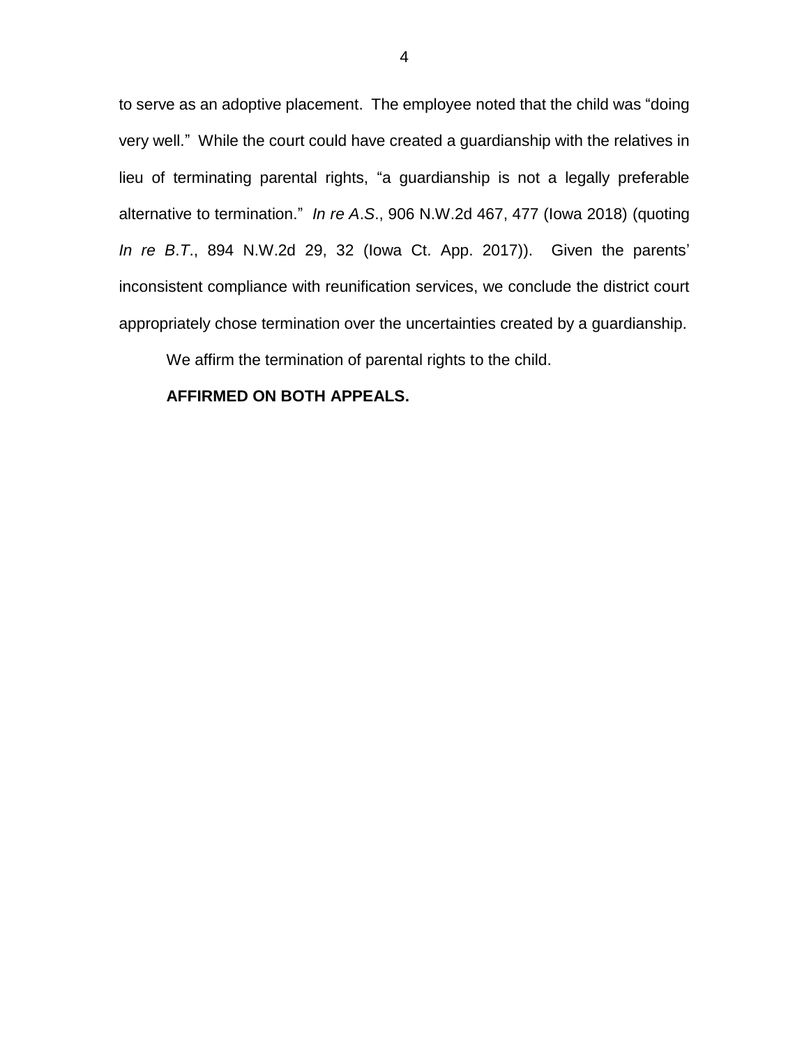to serve as an adoptive placement. The employee noted that the child was "doing very well." While the court could have created a guardianship with the relatives in lieu of terminating parental rights, "a guardianship is not a legally preferable alternative to termination." *In re A.S.*, 906 N.W.2d 467, 477 (Iowa 2018) (quoting *In re B.T.*, 894 N.W.2d 29, 32 (Iowa Ct. App. 2017)). Given the parents' inconsistent compliance with reunification services, we conclude the district court appropriately chose termination over the uncertainties created by a guardianship.

We affirm the termination of parental rights to the child.

**AFFIRMED ON BOTH APPEALS.**